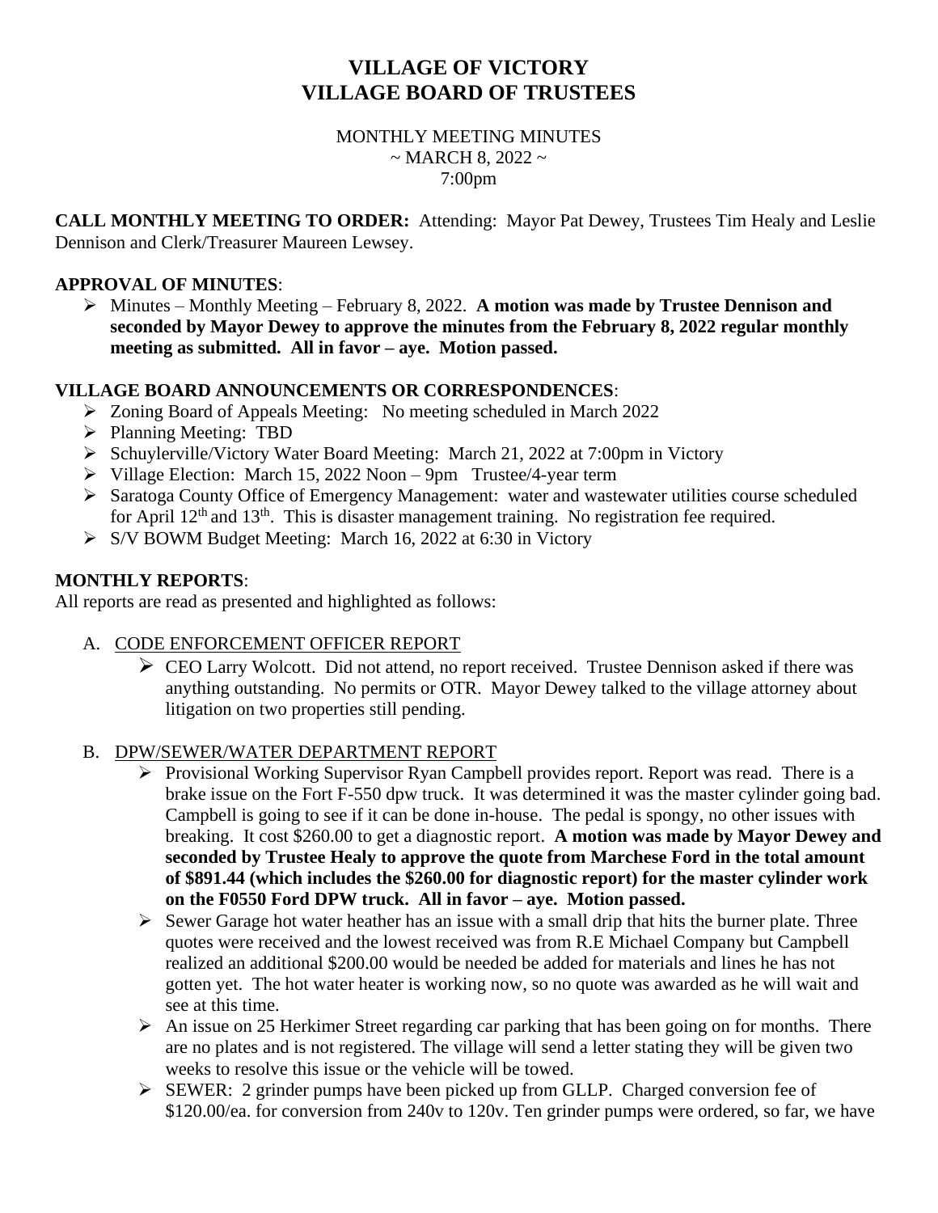# VILLAGE OF VICTORY
# VILLAGE BOARD OF TRUSTEES

MONTHLY MEETING MINUTES
~ MARCH 8, 2022 ~
7:00pm

**CALL MONTHLY MEETING TO ORDER:** Attending: Mayor Pat Dewey, Trustees Tim Healy and Leslie Dennison and Clerk/Treasurer Maureen Lewsey.

**APPROVAL OF MINUTES**:

- Minutes – Monthly Meeting – February 8, 2022. **A motion was made by Trustee Dennison and seconded by Mayor Dewey to approve the minutes from the February 8, 2022 regular monthly meeting as submitted. All in favor – aye. Motion passed.**

**VILLAGE BOARD ANNOUNCEMENTS OR CORRESPONDENCES**:

- Zoning Board of Appeals Meeting: No meeting scheduled in March 2022
- Planning Meeting: TBD
- Schuylerville/Victory Water Board Meeting: March 21, 2022 at 7:00pm in Victory
- Village Election: March 15, 2022 Noon – 9pm Trustee/4-year term
- Saratoga County Office of Emergency Management: water and wastewater utilities course scheduled for April 12th and 13th. This is disaster management training. No registration fee required.
- S/V BOWM Budget Meeting: March 16, 2022 at 6:30 in Victory

**MONTHLY REPORTS**:

All reports are read as presented and highlighted as follows:

A. CODE ENFORCEMENT OFFICER REPORT

- CEO Larry Wolcott. Did not attend, no report received. Trustee Dennison asked if there was anything outstanding. No permits or OTR. Mayor Dewey talked to the village attorney about litigation on two properties still pending.

B. DPW/SEWER/WATER DEPARTMENT REPORT

- Provisional Working Supervisor Ryan Campbell provides report. Report was read. There is a brake issue on the Fort F-550 dpw truck. It was determined it was the master cylinder going bad. Campbell is going to see if it can be done in-house. The pedal is spongy, no other issues with breaking. It cost $260.00 to get a diagnostic report. **A motion was made by Mayor Dewey and seconded by Trustee Healy to approve the quote from Marchese Ford in the total amount of $891.44 (which includes the $260.00 for diagnostic report) for the master cylinder work on the F0550 Ford DPW truck. All in favor – aye. Motion passed.**
- Sewer Garage hot water heather has an issue with a small drip that hits the burner plate. Three quotes were received and the lowest received was from R.E Michael Company but Campbell realized an additional $200.00 would be needed be added for materials and lines he has not gotten yet. The hot water heater is working now, so no quote was awarded as he will wait and see at this time.
- An issue on 25 Herkimer Street regarding car parking that has been going on for months. There are no plates and is not registered. The village will send a letter stating they will be given two weeks to resolve this issue or the vehicle will be towed.
- SEWER: 2 grinder pumps have been picked up from GLLP. Charged conversion fee of $120.00/ea. for conversion from 240v to 120v. Ten grinder pumps were ordered, so far, we have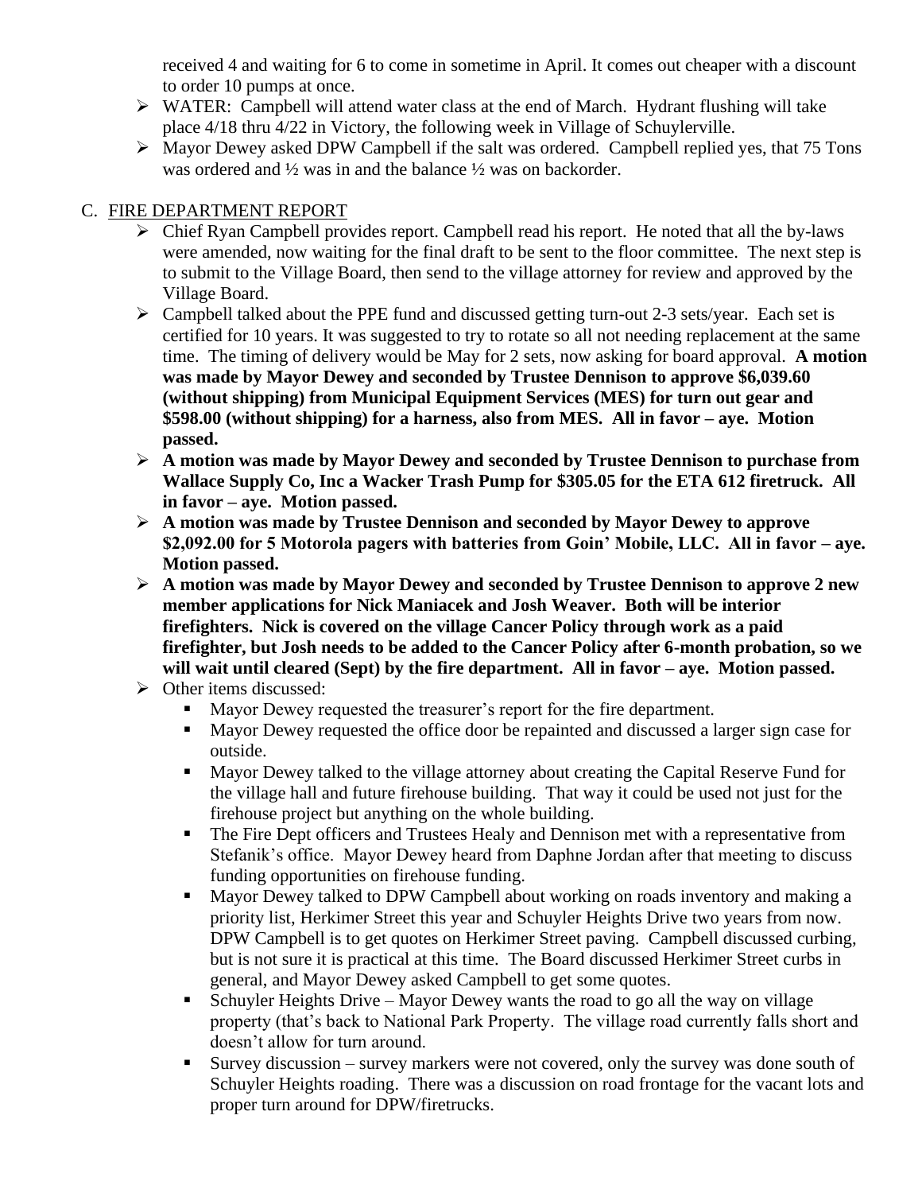received 4 and waiting for 6 to come in sometime in April. It comes out cheaper with a discount to order 10 pumps at once.

- WATER: Campbell will attend water class at the end of March. Hydrant flushing will take place 4/18 thru 4/22 in Victory, the following week in Village of Schuylerville.
- Mayor Dewey asked DPW Campbell if the salt was ordered. Campbell replied yes, that 75 Tons was ordered and ½ was in and the balance ½ was on backorder.

C. FIRE DEPARTMENT REPORT

- Chief Ryan Campbell provides report. Campbell read his report. He noted that all the by-laws were amended, now waiting for the final draft to be sent to the floor committee. The next step is to submit to the Village Board, then send to the village attorney for review and approved by the Village Board.
- Campbell talked about the PPE fund and discussed getting turn-out 2-3 sets/year. Each set is certified for 10 years. It was suggested to try to rotate so all not needing replacement at the same time. The timing of delivery would be May for 2 sets, now asking for board approval. **A motion was made by Mayor Dewey and seconded by Trustee Dennison to approve $6,039.60 (without shipping) from Municipal Equipment Services (MES) for turn out gear and $598.00 (without shipping) for a harness, also from MES. All in favor – aye. Motion passed.**
- **A motion was made by Mayor Dewey and seconded by Trustee Dennison to purchase from Wallace Supply Co, Inc a Wacker Trash Pump for $305.05 for the ETA 612 firetruck. All in favor – aye. Motion passed.**
- **A motion was made by Trustee Dennison and seconded by Mayor Dewey to approve $2,092.00 for 5 Motorola pagers with batteries from Goin' Mobile, LLC. All in favor – aye. Motion passed.**
- **A motion was made by Mayor Dewey and seconded by Trustee Dennison to approve 2 new member applications for Nick Maniacek and Josh Weaver. Both will be interior firefighters. Nick is covered on the village Cancer Policy through work as a paid firefighter, but Josh needs to be added to the Cancer Policy after 6-month probation, so we will wait until cleared (Sept) by the fire department. All in favor – aye. Motion passed.**
- Other items discussed:
  - Mayor Dewey requested the treasurer's report for the fire department.
  - Mayor Dewey requested the office door be repainted and discussed a larger sign case for outside.
  - Mayor Dewey talked to the village attorney about creating the Capital Reserve Fund for the village hall and future firehouse building. That way it could be used not just for the firehouse project but anything on the whole building.
  - The Fire Dept officers and Trustees Healy and Dennison met with a representative from Stefanik's office. Mayor Dewey heard from Daphne Jordan after that meeting to discuss funding opportunities on firehouse funding.
  - Mayor Dewey talked to DPW Campbell about working on roads inventory and making a priority list, Herkimer Street this year and Schuyler Heights Drive two years from now. DPW Campbell is to get quotes on Herkimer Street paving. Campbell discussed curbing, but is not sure it is practical at this time. The Board discussed Herkimer Street curbs in general, and Mayor Dewey asked Campbell to get some quotes.
  - Schuyler Heights Drive – Mayor Dewey wants the road to go all the way on village property (that's back to National Park Property. The village road currently falls short and doesn't allow for turn around.
  - Survey discussion – survey markers were not covered, only the survey was done south of Schuyler Heights roading. There was a discussion on road frontage for the vacant lots and proper turn around for DPW/firetrucks.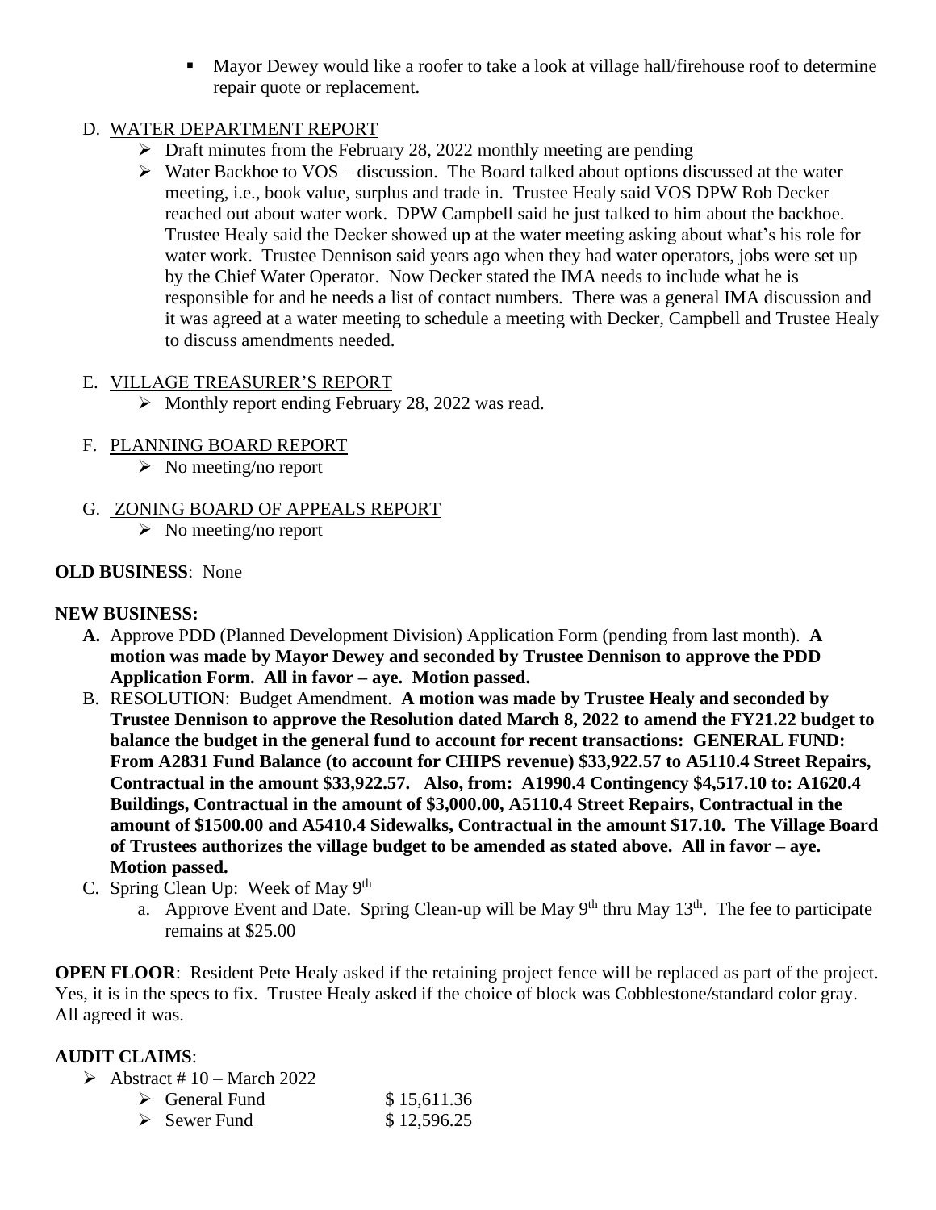- Mayor Dewey would like a roofer to take a look at village hall/firehouse roof to determine repair quote or replacement.

D. <u>WATER DEPARTMENT REPORT</u>
   - Draft minutes from the February 28, 2022 monthly meeting are pending
   - Water Backhoe to VOS – discussion. The Board talked about options discussed at the water meeting, i.e., book value, surplus and trade in. Trustee Healy said VOS DPW Rob Decker reached out about water work. DPW Campbell said he just talked to him about the backhoe. Trustee Healy said the Decker showed up at the water meeting asking about what's his role for water work. Trustee Dennison said years ago when they had water operators, jobs were set up by the Chief Water Operator. Now Decker stated the IMA needs to include what he is responsible for and he needs a list of contact numbers. There was a general IMA discussion and it was agreed at a water meeting to schedule a meeting with Decker, Campbell and Trustee Healy to discuss amendments needed.

E. <u>VILLAGE TREASURER'S REPORT</u>
   - Monthly report ending February 28, 2022 was read.

F. <u>PLANNING BOARD REPORT</u>
   - No meeting/no report

G. <u>ZONING BOARD OF APPEALS REPORT</u>
   - No meeting/no report

**OLD BUSINESS**: None

**NEW BUSINESS:**

**A.** Approve PDD (Planned Development Division) Application Form (pending from last month). **A motion was made by Mayor Dewey and seconded by Trustee Dennison to approve the PDD Application Form. All in favor – aye. Motion passed.**

B. RESOLUTION: Budget Amendment. **A motion was made by Trustee Healy and seconded by Trustee Dennison to approve the Resolution dated March 8, 2022 to amend the FY21.22 budget to balance the budget in the general fund to account for recent transactions: GENERAL FUND: From A2831 Fund Balance (to account for CHIPS revenue) $33,922.57 to A5110.4 Street Repairs, Contractual in the amount $33,922.57. Also, from: A1990.4 Contingency $4,517.10 to: A1620.4 Buildings, Contractual in the amount of $3,000.00, A5110.4 Street Repairs, Contractual in the amount of $1500.00 and A5410.4 Sidewalks, Contractual in the amount $17.10. The Village Board of Trustees authorizes the village budget to be amended as stated above. All in favor – aye. Motion passed.**

C. Spring Clean Up: Week of May 9th
   a. Approve Event and Date. Spring Clean-up will be May 9th thru May 13th. The fee to participate remains at $25.00

**OPEN FLOOR**: Resident Pete Healy asked if the retaining project fence will be replaced as part of the project. Yes, it is in the specs to fix. Trustee Healy asked if the choice of block was Cobblestone/standard color gray. All agreed it was.

**AUDIT CLAIMS**:

- Abstract # 10 – March 2022
  - General Fund $ 15,611.36
  - Sewer Fund $ 12,596.25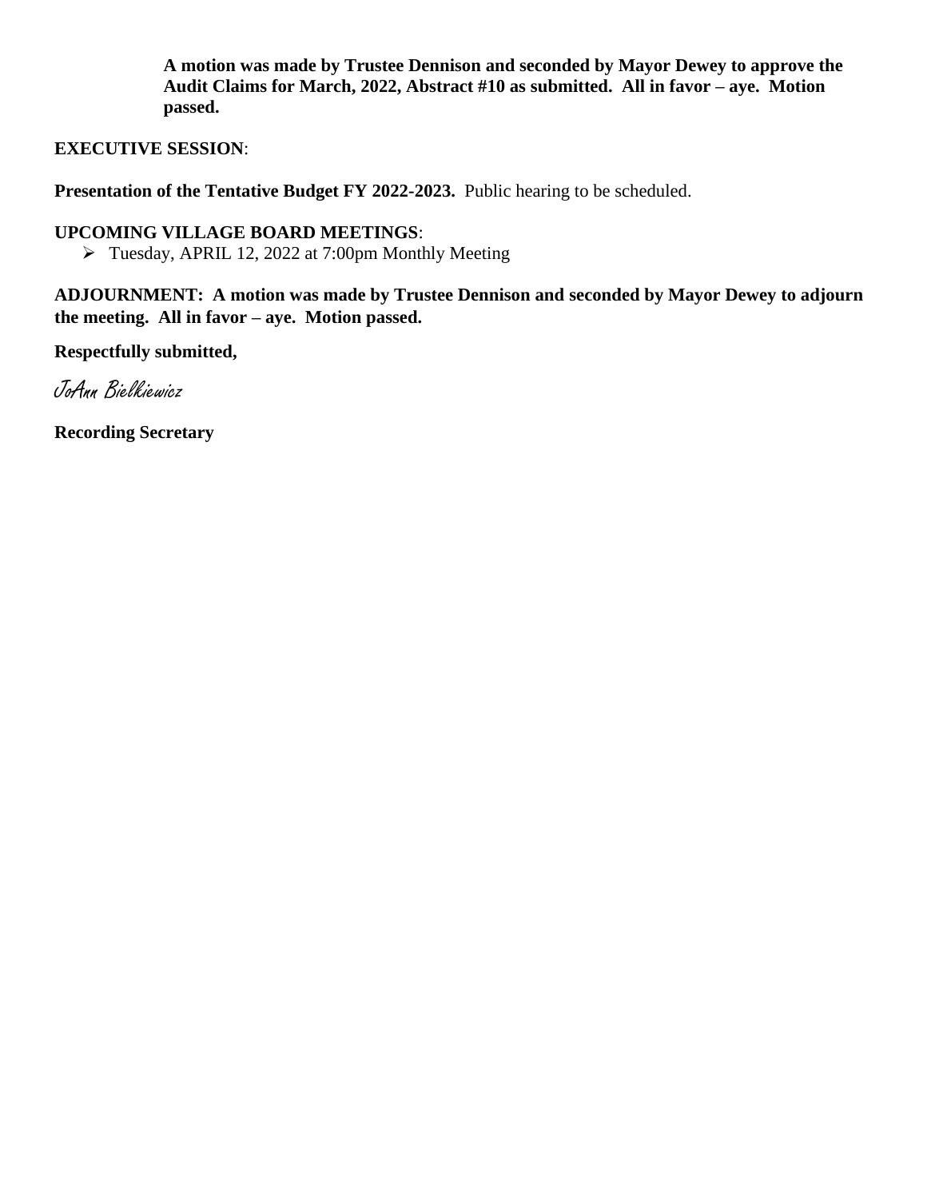**A motion was made by Trustee Dennison and seconded by Mayor Dewey to approve the Audit Claims for March, 2022, Abstract #10 as submitted. All in favor – aye. Motion passed.**

**EXECUTIVE SESSION**:

**Presentation of the Tentative Budget FY 2022-2023.** Public hearing to be scheduled.

**UPCOMING VILLAGE BOARD MEETINGS**:

- Tuesday, APRIL 12, 2022 at 7:00pm Monthly Meeting

**ADJOURNMENT: A motion was made by Trustee Dennison and seconded by Mayor Dewey to adjourn the meeting. All in favor – aye. Motion passed.**

**Respectfully submitted,**

*JoAnn Bielkiewicz*

**Recording Secretary**